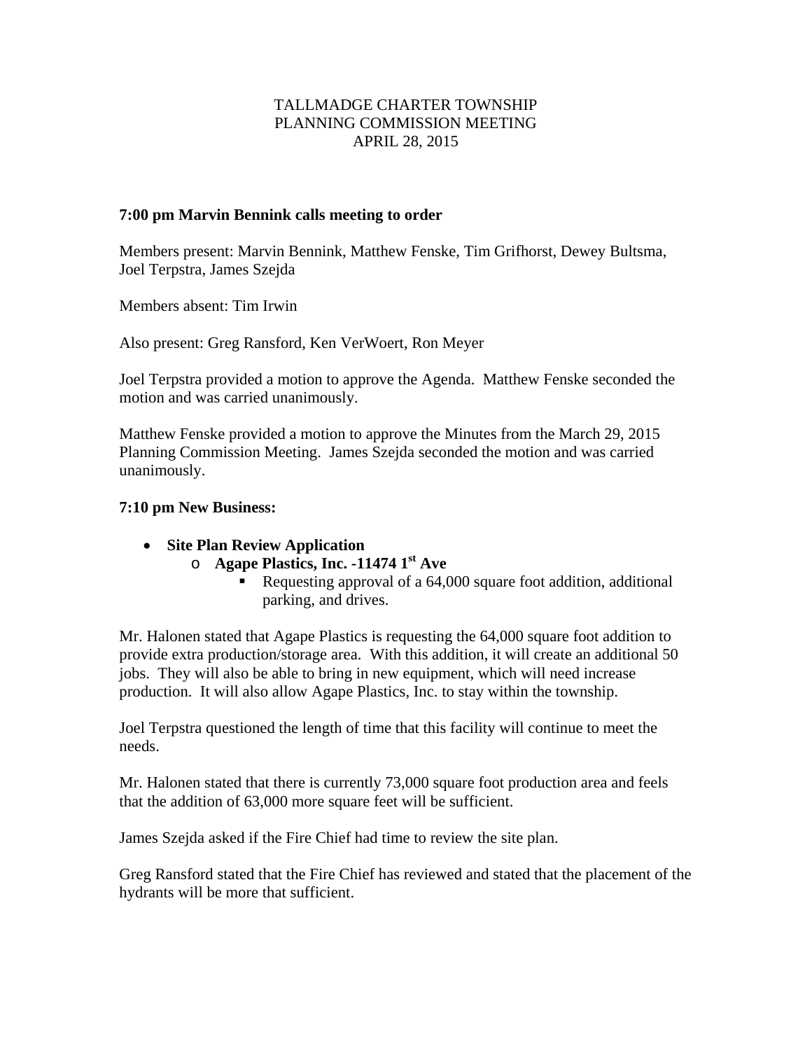TALLMADGE CHARTER TOWNSHIP
PLANNING COMMISSION MEETING
APRIL 28, 2015

**7:00 pm Marvin Bennink calls meeting to order**

Members present: Marvin Bennink, Matthew Fenske, Tim Grifhorst, Dewey Bultsma, Joel Terpstra, James Szejda

Members absent: Tim Irwin

Also present: Greg Ransford, Ken VerWoert, Ron Meyer

Joel Terpstra provided a motion to approve the Agenda. Matthew Fenske seconded the motion and was carried unanimously.

Matthew Fenske provided a motion to approve the Minutes from the March 29, 2015 Planning Commission Meeting. James Szejda seconded the motion and was carried unanimously.

**7:10 pm New Business:**

- **Site Plan Review Application**
  - **Agape Plastics, Inc. -11474 1st Ave**
    - Requesting approval of a 64,000 square foot addition, additional parking, and drives.

Mr. Halonen stated that Agape Plastics is requesting the 64,000 square foot addition to provide extra production/storage area. With this addition, it will create an additional 50 jobs. They will also be able to bring in new equipment, which will need increase production. It will also allow Agape Plastics, Inc. to stay within the township.

Joel Terpstra questioned the length of time that this facility will continue to meet the needs.

Mr. Halonen stated that there is currently 73,000 square foot production area and feels that the addition of 63,000 more square feet will be sufficient.

James Szejda asked if the Fire Chief had time to review the site plan.

Greg Ransford stated that the Fire Chief has reviewed and stated that the placement of the hydrants will be more that sufficient.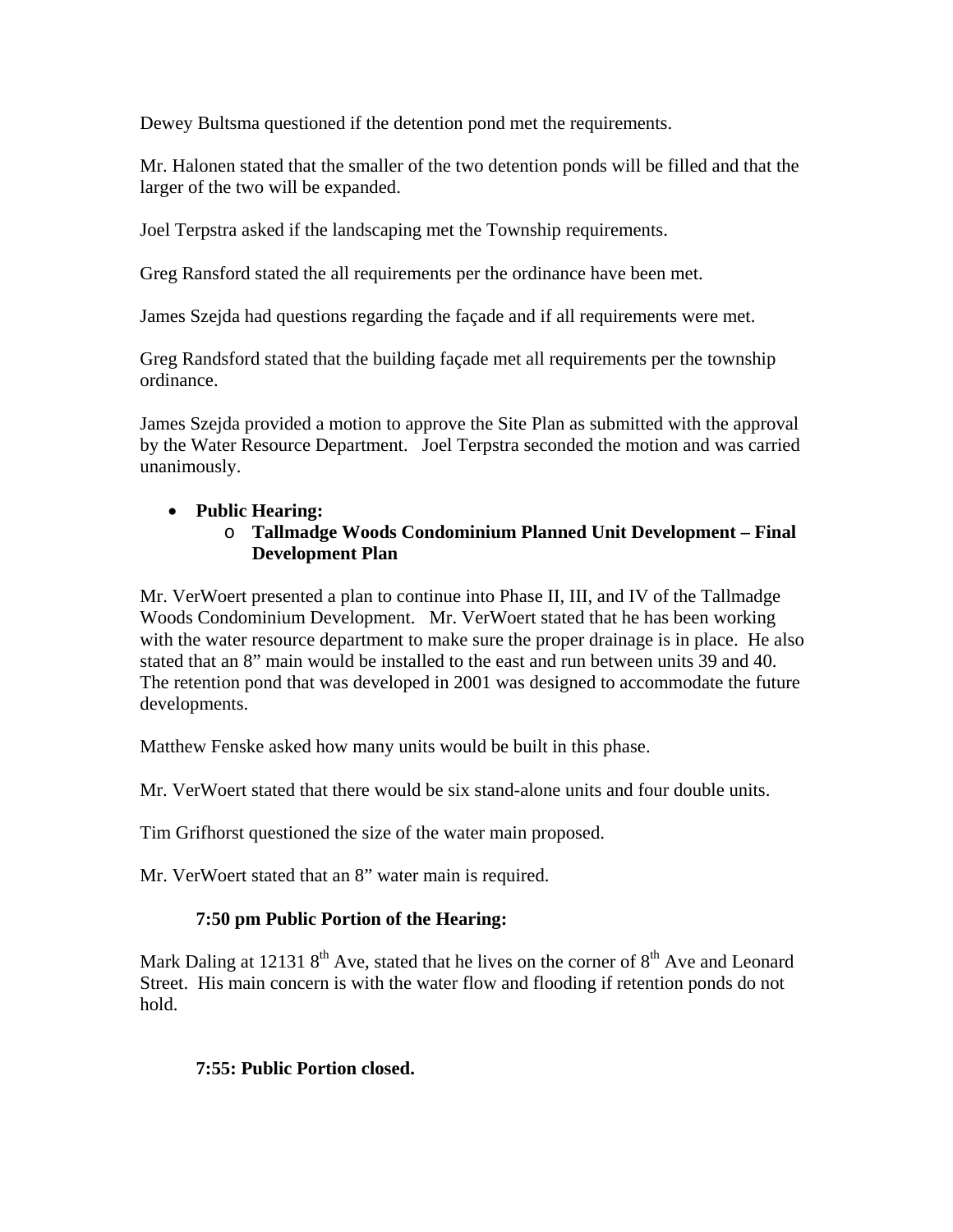Dewey Bultsma questioned if the detention pond met the requirements.

Mr. Halonen stated that the smaller of the two detention ponds will be filled and that the larger of the two will be expanded.

Joel Terpstra asked if the landscaping met the Township requirements.

Greg Ransford stated the all requirements per the ordinance have been met.

James Szejda had questions regarding the façade and if all requirements were met.

Greg Randsford stated that the building façade met all requirements per the township ordinance.

James Szejda provided a motion to approve the Site Plan as submitted with the approval by the Water Resource Department. Joel Terpstra seconded the motion and was carried unanimously.

- **Public Hearing:**
  - **Tallmadge Woods Condominium Planned Unit Development – Final Development Plan**

Mr. VerWoert presented a plan to continue into Phase II, III, and IV of the Tallmadge Woods Condominium Development. Mr. VerWoert stated that he has been working with the water resource department to make sure the proper drainage is in place. He also stated that an 8" main would be installed to the east and run between units 39 and 40. The retention pond that was developed in 2001 was designed to accommodate the future developments.

Matthew Fenske asked how many units would be built in this phase.

Mr. VerWoert stated that there would be six stand-alone units and four double units.

Tim Grifhorst questioned the size of the water main proposed.

Mr. VerWoert stated that an 8" water main is required.

**7:50 pm Public Portion of the Hearing:**

Mark Daling at 12131 8th Ave, stated that he lives on the corner of 8th Ave and Leonard Street. His main concern is with the water flow and flooding if retention ponds do not hold.

**7:55: Public Portion closed.**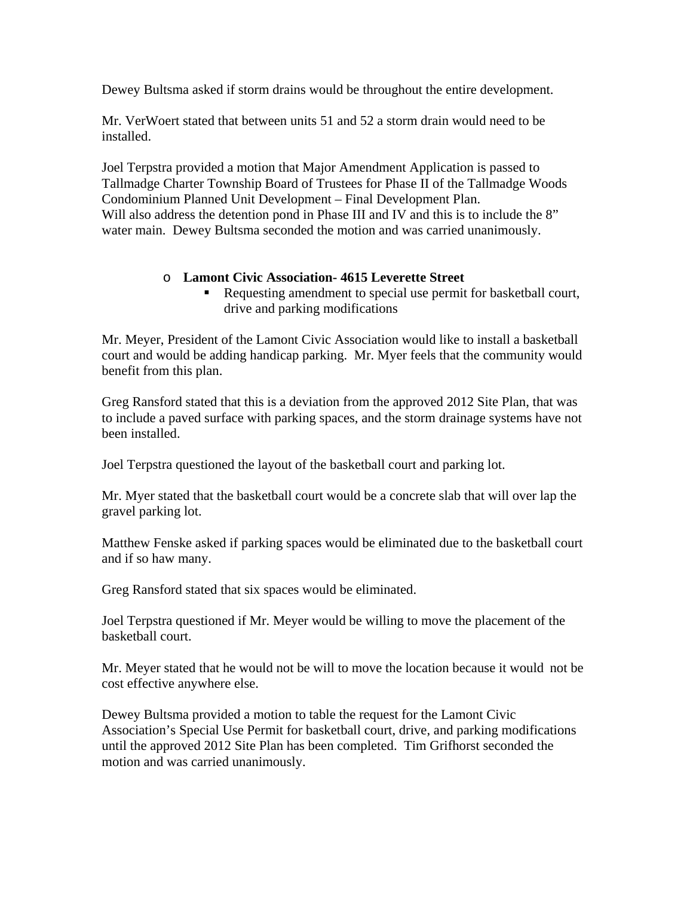Dewey Bultsma asked if storm drains would be throughout the entire development.

Mr. VerWoert stated that between units 51 and 52 a storm drain would need to be installed.

Joel Terpstra provided a motion that Major Amendment Application is passed to Tallmadge Charter Township Board of Trustees for Phase II of the Tallmadge Woods Condominium Planned Unit Development – Final Development Plan.
Will also address the detention pond in Phase III and IV and this is to include the 8" water main. Dewey Bultsma seconded the motion and was carried unanimously.

- **Lamont Civic Association- 4615 Leverette Street**
    - Requesting amendment to special use permit for basketball court, drive and parking modifications

Mr. Meyer, President of the Lamont Civic Association would like to install a basketball court and would be adding handicap parking. Mr. Myer feels that the community would benefit from this plan.

Greg Ransford stated that this is a deviation from the approved 2012 Site Plan, that was to include a paved surface with parking spaces, and the storm drainage systems have not been installed.

Joel Terpstra questioned the layout of the basketball court and parking lot.

Mr. Myer stated that the basketball court would be a concrete slab that will over lap the gravel parking lot.

Matthew Fenske asked if parking spaces would be eliminated due to the basketball court and if so haw many.

Greg Ransford stated that six spaces would be eliminated.

Joel Terpstra questioned if Mr. Meyer would be willing to move the placement of the basketball court.

Mr. Meyer stated that he would not be will to move the location because it would not be cost effective anywhere else.

Dewey Bultsma provided a motion to table the request for the Lamont Civic Association's Special Use Permit for basketball court, drive, and parking modifications until the approved 2012 Site Plan has been completed. Tim Grifhorst seconded the motion and was carried unanimously.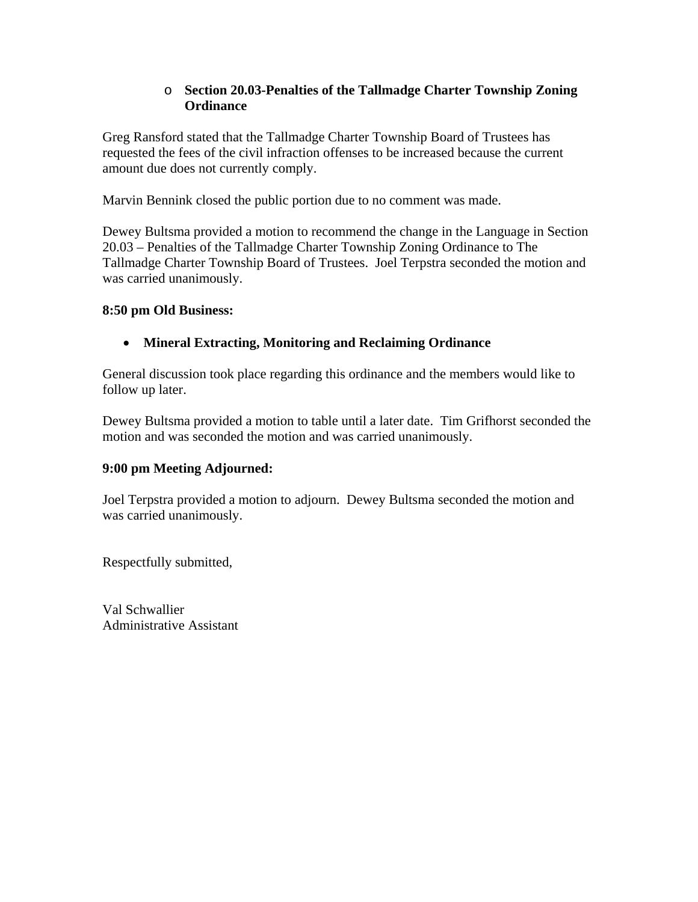- **Section 20.03-Penalties of the Tallmadge Charter Township Zoning Ordinance**

Greg Ransford stated that the Tallmadge Charter Township Board of Trustees has requested the fees of the civil infraction offenses to be increased because the current amount due does not currently comply.

Marvin Bennink closed the public portion due to no comment was made.

Dewey Bultsma provided a motion to recommend the change in the Language in Section 20.03 – Penalties of the Tallmadge Charter Township Zoning Ordinance to The Tallmadge Charter Township Board of Trustees. Joel Terpstra seconded the motion and was carried unanimously.

**8:50 pm Old Business:**

- **Mineral Extracting, Monitoring and Reclaiming Ordinance**

General discussion took place regarding this ordinance and the members would like to follow up later.

Dewey Bultsma provided a motion to table until a later date. Tim Grifhorst seconded the motion and was seconded the motion and was carried unanimously.

**9:00 pm Meeting Adjourned:**

Joel Terpstra provided a motion to adjourn. Dewey Bultsma seconded the motion and was carried unanimously.

Respectfully submitted,

Val Schwallier
Administrative Assistant